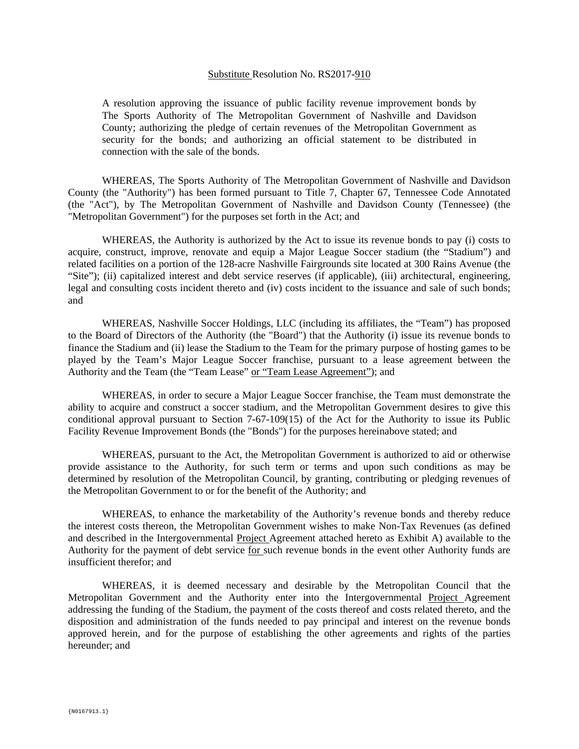Substitute Resolution No. RS2017-910

A resolution approving the issuance of public facility revenue improvement bonds by The Sports Authority of The Metropolitan Government of Nashville and Davidson County; authorizing the pledge of certain revenues of the Metropolitan Government as security for the bonds; and authorizing an official statement to be distributed in connection with the sale of the bonds.

WHEREAS, The Sports Authority of The Metropolitan Government of Nashville and Davidson County (the "Authority") has been formed pursuant to Title 7, Chapter 67, Tennessee Code Annotated (the "Act"), by The Metropolitan Government of Nashville and Davidson County (Tennessee) (the "Metropolitan Government") for the purposes set forth in the Act; and

WHEREAS, the Authority is authorized by the Act to issue its revenue bonds to pay (i) costs to acquire, construct, improve, renovate and equip a Major League Soccer stadium (the "Stadium") and related facilities on a portion of the 128-acre Nashville Fairgrounds site located at 300 Rains Avenue (the "Site"); (ii) capitalized interest and debt service reserves (if applicable), (iii) architectural, engineering, legal and consulting costs incident thereto and (iv) costs incident to the issuance and sale of such bonds; and

WHEREAS, Nashville Soccer Holdings, LLC (including its affiliates, the "Team") has proposed to the Board of Directors of the Authority (the "Board") that the Authority (i) issue its revenue bonds to finance the Stadium and (ii) lease the Stadium to the Team for the primary purpose of hosting games to be played by the Team's Major League Soccer franchise, pursuant to a lease agreement between the Authority and the Team (the "Team Lease" or "Team Lease Agreement"); and

WHEREAS, in order to secure a Major League Soccer franchise, the Team must demonstrate the ability to acquire and construct a soccer stadium, and the Metropolitan Government desires to give this conditional approval pursuant to Section 7-67-109(15) of the Act for the Authority to issue its Public Facility Revenue Improvement Bonds (the "Bonds") for the purposes hereinabove stated; and

WHEREAS, pursuant to the Act, the Metropolitan Government is authorized to aid or otherwise provide assistance to the Authority, for such term or terms and upon such conditions as may be determined by resolution of the Metropolitan Council, by granting, contributing or pledging revenues of the Metropolitan Government to or for the benefit of the Authority; and

WHEREAS, to enhance the marketability of the Authority's revenue bonds and thereby reduce the interest costs thereon, the Metropolitan Government wishes to make Non-Tax Revenues (as defined and described in the Intergovernmental Project Agreement attached hereto as Exhibit A) available to the Authority for the payment of debt service for such revenue bonds in the event other Authority funds are insufficient therefor; and

WHEREAS, it is deemed necessary and desirable by the Metropolitan Council that the Metropolitan Government and the Authority enter into the Intergovernmental Project Agreement addressing the funding of the Stadium, the payment of the costs thereof and costs related thereto, and the disposition and administration of the funds needed to pay principal and interest on the revenue bonds approved herein, and for the purpose of establishing the other agreements and rights of the parties hereunder; and

{N0167913.1}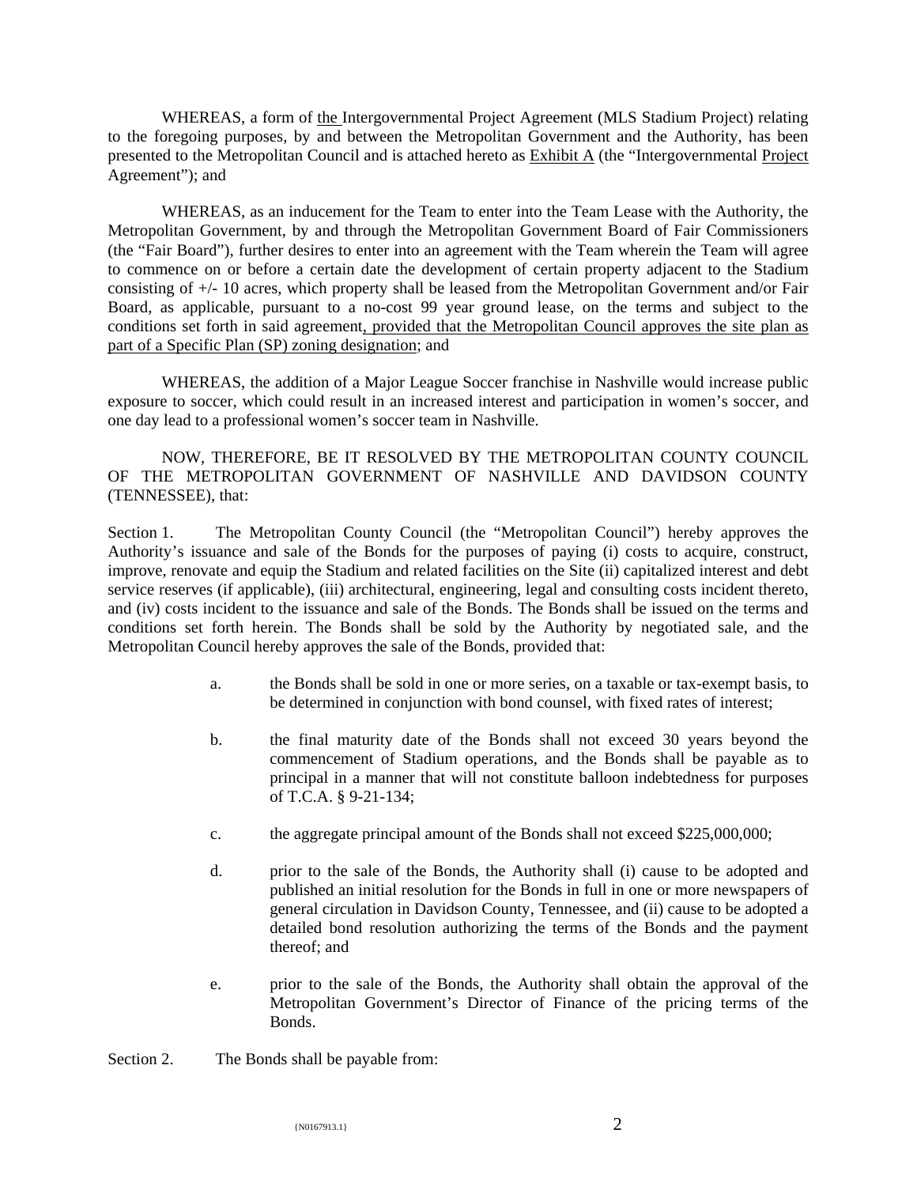WHEREAS, a form of the Intergovernmental Project Agreement (MLS Stadium Project) relating to the foregoing purposes, by and between the Metropolitan Government and the Authority, has been presented to the Metropolitan Council and is attached hereto as Exhibit A (the "Intergovernmental Project Agreement"); and

WHEREAS, as an inducement for the Team to enter into the Team Lease with the Authority, the Metropolitan Government, by and through the Metropolitan Government Board of Fair Commissioners (the "Fair Board"), further desires to enter into an agreement with the Team wherein the Team will agree to commence on or before a certain date the development of certain property adjacent to the Stadium consisting of +/- 10 acres, which property shall be leased from the Metropolitan Government and/or Fair Board, as applicable, pursuant to a no-cost 99 year ground lease, on the terms and subject to the conditions set forth in said agreement, provided that the Metropolitan Council approves the site plan as part of a Specific Plan (SP) zoning designation; and

WHEREAS, the addition of a Major League Soccer franchise in Nashville would increase public exposure to soccer, which could result in an increased interest and participation in women's soccer, and one day lead to a professional women's soccer team in Nashville.

NOW, THEREFORE, BE IT RESOLVED BY THE METROPOLITAN COUNTY COUNCIL OF THE METROPOLITAN GOVERNMENT OF NASHVILLE AND DAVIDSON COUNTY (TENNESSEE), that:

Section 1. The Metropolitan County Council (the "Metropolitan Council") hereby approves the Authority's issuance and sale of the Bonds for the purposes of paying (i) costs to acquire, construct, improve, renovate and equip the Stadium and related facilities on the Site (ii) capitalized interest and debt service reserves (if applicable), (iii) architectural, engineering, legal and consulting costs incident thereto, and (iv) costs incident to the issuance and sale of the Bonds. The Bonds shall be issued on the terms and conditions set forth herein. The Bonds shall be sold by the Authority by negotiated sale, and the Metropolitan Council hereby approves the sale of the Bonds, provided that:

a. the Bonds shall be sold in one or more series, on a taxable or tax-exempt basis, to be determined in conjunction with bond counsel, with fixed rates of interest;

b. the final maturity date of the Bonds shall not exceed 30 years beyond the commencement of Stadium operations, and the Bonds shall be payable as to principal in a manner that will not constitute balloon indebtedness for purposes of T.C.A. § 9-21-134;

c. the aggregate principal amount of the Bonds shall not exceed $225,000,000;

d. prior to the sale of the Bonds, the Authority shall (i) cause to be adopted and published an initial resolution for the Bonds in full in one or more newspapers of general circulation in Davidson County, Tennessee, and (ii) cause to be adopted a detailed bond resolution authorizing the terms of the Bonds and the payment thereof; and

e. prior to the sale of the Bonds, the Authority shall obtain the approval of the Metropolitan Government's Director of Finance of the pricing terms of the Bonds.

Section 2. The Bonds shall be payable from: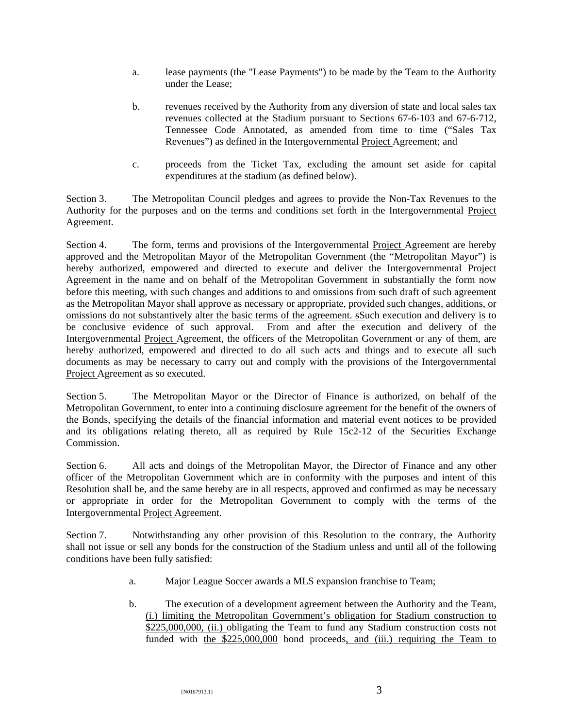a. lease payments (the "Lease Payments") to be made by the Team to the Authority under the Lease;

b. revenues received by the Authority from any diversion of state and local sales tax revenues collected at the Stadium pursuant to Sections 67-6-103 and 67-6-712, Tennessee Code Annotated, as amended from time to time ("Sales Tax Revenues") as defined in the Intergovernmental Project Agreement; and

c. proceeds from the Ticket Tax, excluding the amount set aside for capital expenditures at the stadium (as defined below).

Section 3. The Metropolitan Council pledges and agrees to provide the Non-Tax Revenues to the Authority for the purposes and on the terms and conditions set forth in the Intergovernmental Project Agreement.

Section 4. The form, terms and provisions of the Intergovernmental Project Agreement are hereby approved and the Metropolitan Mayor of the Metropolitan Government (the "Metropolitan Mayor") is hereby authorized, empowered and directed to execute and deliver the Intergovernmental Project Agreement in the name and on behalf of the Metropolitan Government in substantially the form now before this meeting, with such changes and additions to and omissions from such draft of such agreement as the Metropolitan Mayor shall approve as necessary or appropriate, provided such changes, additions, or omissions do not substantively alter the basic terms of the agreement. sSuch execution and delivery is to be conclusive evidence of such approval. From and after the execution and delivery of the Intergovernmental Project Agreement, the officers of the Metropolitan Government or any of them, are hereby authorized, empowered and directed to do all such acts and things and to execute all such documents as may be necessary to carry out and comply with the provisions of the Intergovernmental Project Agreement as so executed.

Section 5. The Metropolitan Mayor or the Director of Finance is authorized, on behalf of the Metropolitan Government, to enter into a continuing disclosure agreement for the benefit of the owners of the Bonds, specifying the details of the financial information and material event notices to be provided and its obligations relating thereto, all as required by Rule 15c2-12 of the Securities Exchange Commission.

Section 6. All acts and doings of the Metropolitan Mayor, the Director of Finance and any other officer of the Metropolitan Government which are in conformity with the purposes and intent of this Resolution shall be, and the same hereby are in all respects, approved and confirmed as may be necessary or appropriate in order for the Metropolitan Government to comply with the terms of the Intergovernmental Project Agreement.

Section 7. Notwithstanding any other provision of this Resolution to the contrary, the Authority shall not issue or sell any bonds for the construction of the Stadium unless and until all of the following conditions have been fully satisfied:

a. Major League Soccer awards a MLS expansion franchise to Team;

b. The execution of a development agreement between the Authority and the Team, (i.) limiting the Metropolitan Government's obligation for Stadium construction to $225,000,000, (ii.) obligating the Team to fund any Stadium construction costs not funded with the $225,000,000 bond proceeds, and (iii.) requiring the Team to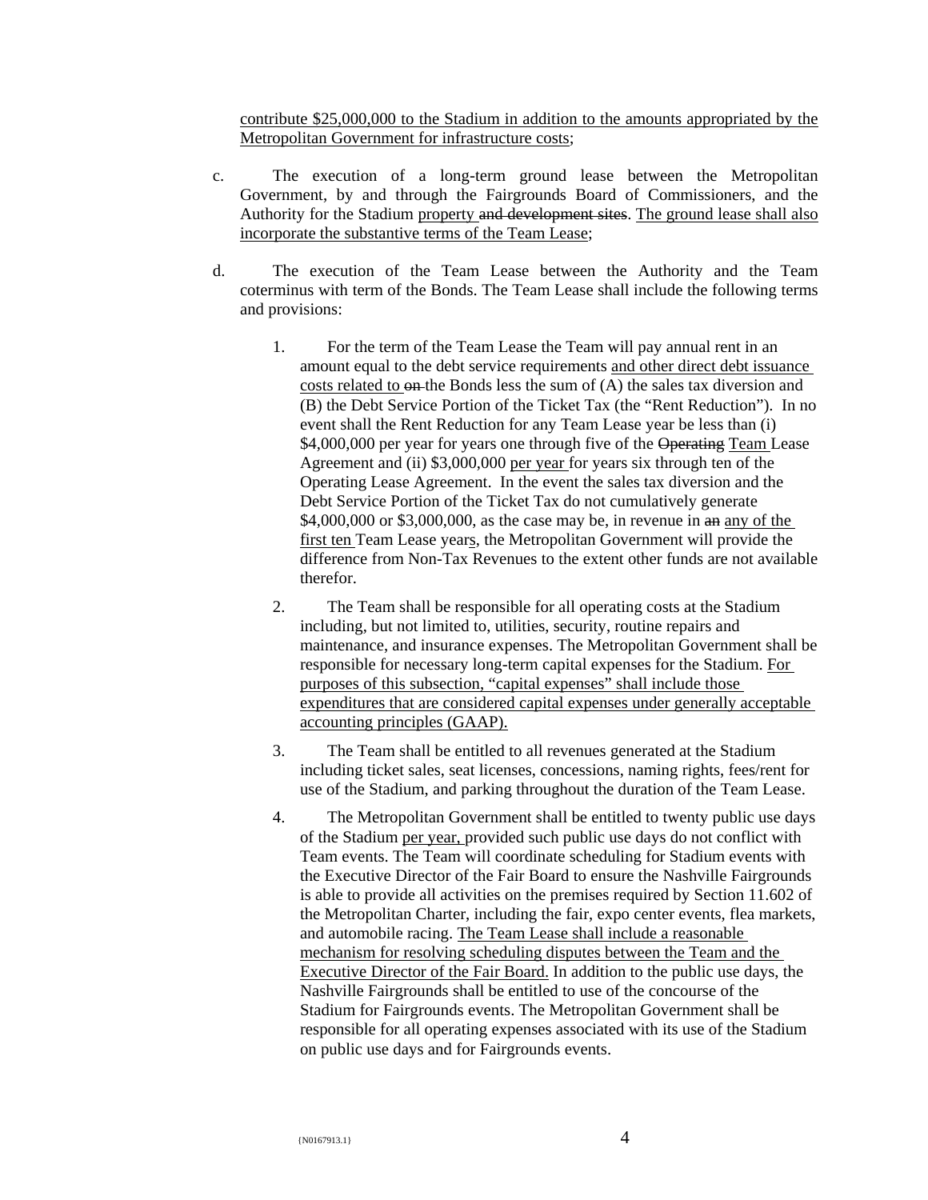contribute $25,000,000 to the Stadium in addition to the amounts appropriated by the Metropolitan Government for infrastructure costs;

c. The execution of a long-term ground lease between the Metropolitan Government, by and through the Fairgrounds Board of Commissioners, and the Authority for the Stadium property ~~and development sites~~. The ground lease shall also incorporate the substantive terms of the Team Lease;

d. The execution of the Team Lease between the Authority and the Team coterminus with term of the Bonds. The Team Lease shall include the following terms and provisions:

1. For the term of the Team Lease the Team will pay annual rent in an amount equal to the debt service requirements and other direct debt issuance costs related to ~~on~~ the Bonds less the sum of (A) the sales tax diversion and (B) the Debt Service Portion of the Ticket Tax (the "Rent Reduction"). In no event shall the Rent Reduction for any Team Lease year be less than (i) $4,000,000 per year for years one through five of the ~~Operating~~ Team Lease Agreement and (ii) $3,000,000 per year for years six through ten of the Operating Lease Agreement. In the event the sales tax diversion and the Debt Service Portion of the Ticket Tax do not cumulatively generate $4,000,000 or $3,000,000, as the case may be, in revenue in ~~an~~ any of the first ten Team Lease years, the Metropolitan Government will provide the difference from Non-Tax Revenues to the extent other funds are not available therefor.

2. The Team shall be responsible for all operating costs at the Stadium including, but not limited to, utilities, security, routine repairs and maintenance, and insurance expenses. The Metropolitan Government shall be responsible for necessary long-term capital expenses for the Stadium. For purposes of this subsection, "capital expenses" shall include those expenditures that are considered capital expenses under generally acceptable accounting principles (GAAP).

3. The Team shall be entitled to all revenues generated at the Stadium including ticket sales, seat licenses, concessions, naming rights, fees/rent for use of the Stadium, and parking throughout the duration of the Team Lease.

4. The Metropolitan Government shall be entitled to twenty public use days of the Stadium per year, provided such public use days do not conflict with Team events. The Team will coordinate scheduling for Stadium events with the Executive Director of the Fair Board to ensure the Nashville Fairgrounds is able to provide all activities on the premises required by Section 11.602 of the Metropolitan Charter, including the fair, expo center events, flea markets, and automobile racing. The Team Lease shall include a reasonable mechanism for resolving scheduling disputes between the Team and the Executive Director of the Fair Board. In addition to the public use days, the Nashville Fairgrounds shall be entitled to use of the concourse of the Stadium for Fairgrounds events. The Metropolitan Government shall be responsible for all operating expenses associated with its use of the Stadium on public use days and for Fairgrounds events.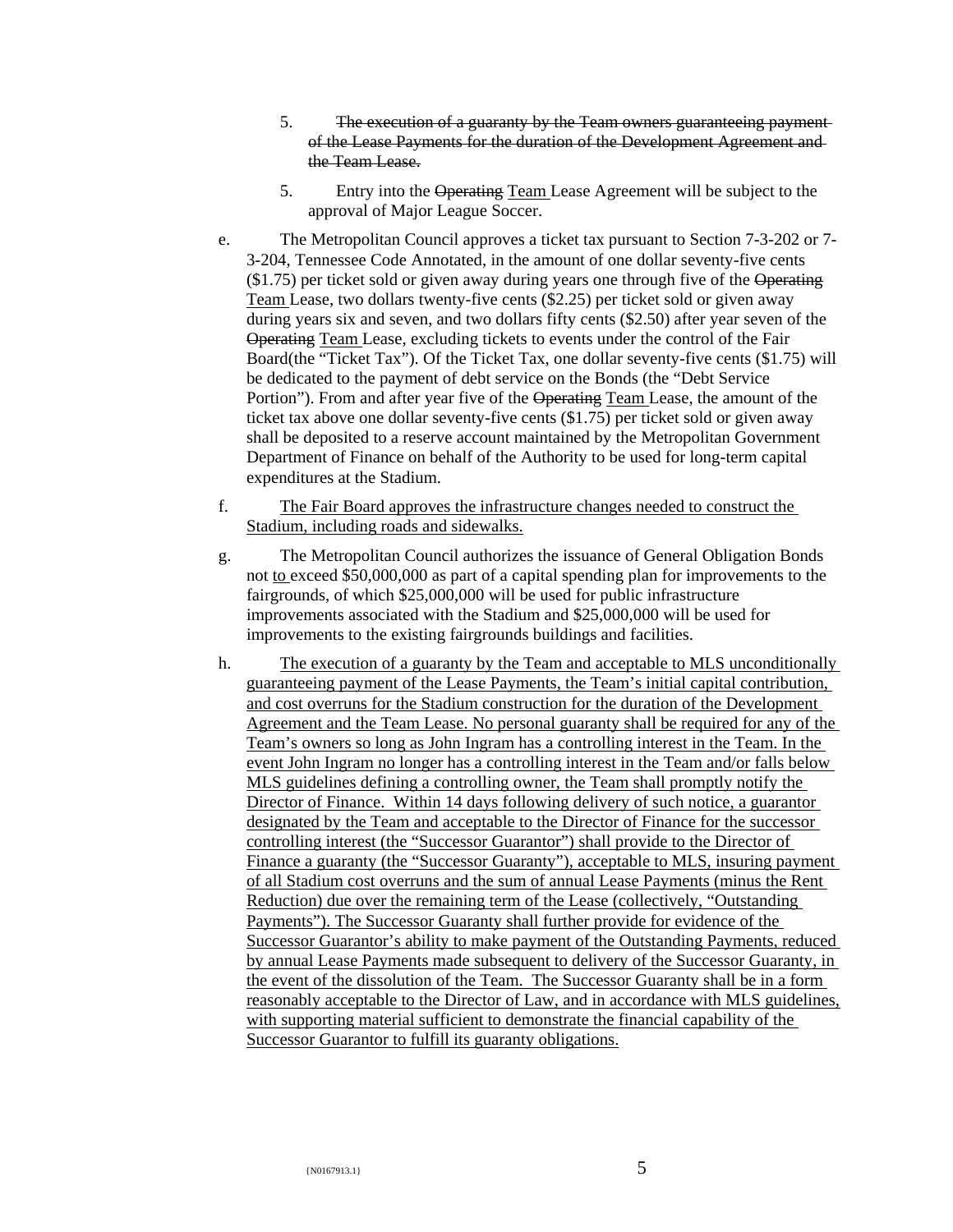5. ~~The execution of a guaranty by the Team owners guaranteeing payment of the Lease Payments for the duration of the Development Agreement and the Team Lease.~~

5. Entry into the ~~Operating~~ <u>Team</u> Lease Agreement will be subject to the approval of Major League Soccer.

e. The Metropolitan Council approves a ticket tax pursuant to Section 7-3-202 or 7-3-204, Tennessee Code Annotated, in the amount of one dollar seventy-five cents ($1.75) per ticket sold or given away during years one through five of the ~~Operating~~ <u>Team</u> Lease, two dollars twenty-five cents ($2.25) per ticket sold or given away during years six and seven, and two dollars fifty cents ($2.50) after year seven of the ~~Operating~~ <u>Team</u> Lease, excluding tickets to events under the control of the Fair Board(the "Ticket Tax"). Of the Ticket Tax, one dollar seventy-five cents ($1.75) will be dedicated to the payment of debt service on the Bonds (the "Debt Service Portion"). From and after year five of the ~~Operating~~ <u>Team</u> Lease, the amount of the ticket tax above one dollar seventy-five cents ($1.75) per ticket sold or given away shall be deposited to a reserve account maintained by the Metropolitan Government Department of Finance on behalf of the Authority to be used for long-term capital expenditures at the Stadium.

f. <u>The Fair Board approves the infrastructure changes needed to construct the Stadium, including roads and sidewalks.</u>

g. The Metropolitan Council authorizes the issuance of General Obligation Bonds not <u>to</u> exceed $50,000,000 as part of a capital spending plan for improvements to the fairgrounds, of which $25,000,000 will be used for public infrastructure improvements associated with the Stadium and $25,000,000 will be used for improvements to the existing fairgrounds buildings and facilities.

h. <u>The execution of a guaranty by the Team and acceptable to MLS unconditionally guaranteeing payment of the Lease Payments, the Team's initial capital contribution, and cost overruns for the Stadium construction for the duration of the Development Agreement and the Team Lease. No personal guaranty shall be required for any of the Team's owners so long as John Ingram has a controlling interest in the Team. In the event John Ingram no longer has a controlling interest in the Team and/or falls below MLS guidelines defining a controlling owner, the Team shall promptly notify the Director of Finance. Within 14 days following delivery of such notice, a guarantor designated by the Team and acceptable to the Director of Finance for the successor controlling interest (the "Successor Guarantor") shall provide to the Director of Finance a guaranty (the "Successor Guaranty"), acceptable to MLS, insuring payment of all Stadium cost overruns and the sum of annual Lease Payments (minus the Rent Reduction) due over the remaining term of the Lease (collectively, "Outstanding Payments"). The Successor Guaranty shall further provide for evidence of the Successor Guarantor's ability to make payment of the Outstanding Payments, reduced by annual Lease Payments made subsequent to delivery of the Successor Guaranty, in the event of the dissolution of the Team. The Successor Guaranty shall be in a form reasonably acceptable to the Director of Law, and in accordance with MLS guidelines, with supporting material sufficient to demonstrate the financial capability of the Successor Guarantor to fulfill its guaranty obligations.</u>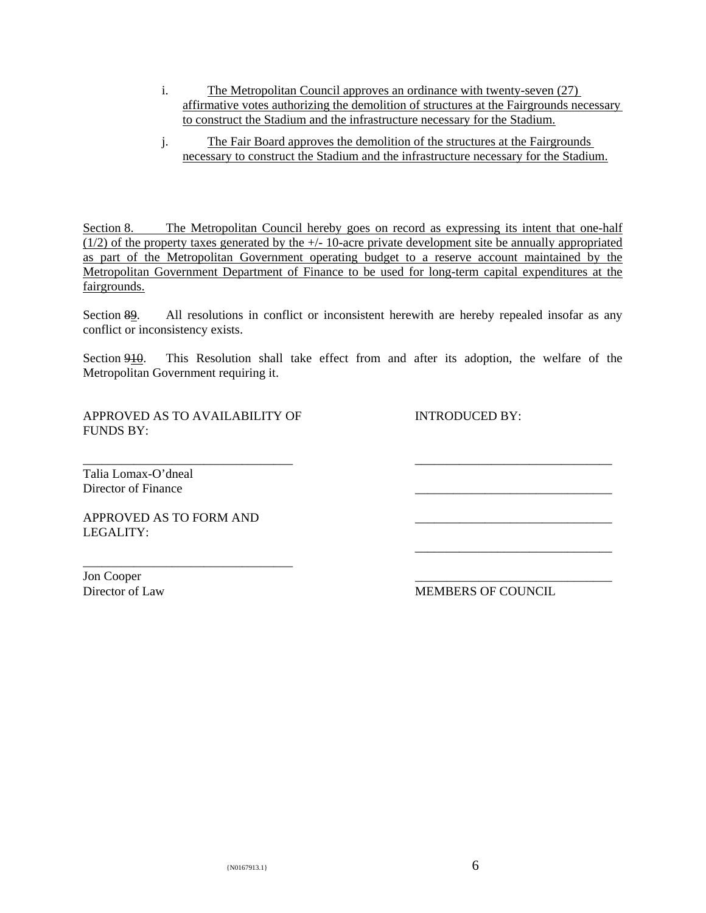i. The Metropolitan Council approves an ordinance with twenty-seven (27) affirmative votes authorizing the demolition of structures at the Fairgrounds necessary to construct the Stadium and the infrastructure necessary for the Stadium.

j. The Fair Board approves the demolition of the structures at the Fairgrounds necessary to construct the Stadium and the infrastructure necessary for the Stadium.

Section 8. The Metropolitan Council hereby goes on record as expressing its intent that one-half (1/2) of the property taxes generated by the +/- 10-acre private development site be annually appropriated as part of the Metropolitan Government operating budget to a reserve account maintained by the Metropolitan Government Department of Finance to be used for long-term capital expenditures at the fairgrounds.

Section ~~8~~9. All resolutions in conflict or inconsistent herewith are hereby repealed insofar as any conflict or inconsistency exists.

Section ~~9~~10. This Resolution shall take effect from and after its adoption, the welfare of the Metropolitan Government requiring it.

APPROVED AS TO AVAILABILITY OF FUNDS BY:

\_\_\_\_\_\_\_\_\_\_\_\_\_\_\_\_\_\_\_\_\_\_\_\_\_\_\_\_\_\_\_\_\_\_
Talia Lomax-O'dneal
Director of Finance

APPROVED AS TO FORM AND LEGALITY:

\_\_\_\_\_\_\_\_\_\_\_\_\_\_\_\_\_\_\_\_\_\_\_\_\_\_\_\_\_\_\_\_\_\_
Jon Cooper
Director of Law

INTRODUCED BY:

\_\_\_\_\_\_\_\_\_\_\_\_\_\_\_\_\_\_\_\_\_\_\_\_\_\_\_\_\_\_\_\_\_\_

\_\_\_\_\_\_\_\_\_\_\_\_\_\_\_\_\_\_\_\_\_\_\_\_\_\_\_\_\_\_\_\_\_\_

\_\_\_\_\_\_\_\_\_\_\_\_\_\_\_\_\_\_\_\_\_\_\_\_\_\_\_\_\_\_\_\_\_\_

\_\_\_\_\_\_\_\_\_\_\_\_\_\_\_\_\_\_\_\_\_\_\_\_\_\_\_\_\_\_\_\_\_\_

\_\_\_\_\_\_\_\_\_\_\_\_\_\_\_\_\_\_\_\_\_\_\_\_\_\_\_\_\_\_\_\_\_\_
MEMBERS OF COUNCIL

{N0167913.1}